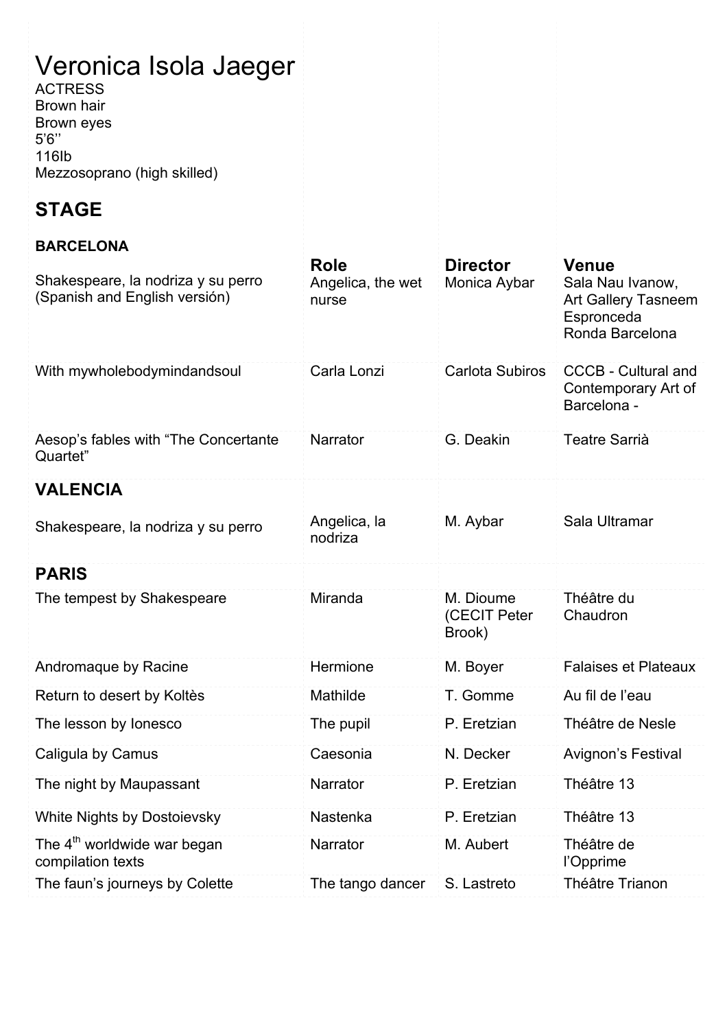# Veronica Isola Jaeger

ACTRESS
Brown hair
Brown eyes
5'6''
116lb
Mezzosoprano (high skilled)

## STAGE

### BARCELONA

| | Role | Director | Venue |
|---|---|---|---|
| Shakespeare, la nodriza y su perro (Spanish and English versión) | Angelica, the wet nurse | Monica Aybar | Sala Nau Ivanow, Art Gallery Tasneem Espronceda Ronda Barcelona |
| With mywholebodymindandsoul | Carla Lonzi | Carlota Subiros | CCCB - Cultural and Contemporary Art of Barcelona - |
| Aesop's fables with "The Concertante Quartet" | Narrator | G. Deakin | Teatre Sarrià |
| **VALENCIA** | | | |
| Shakespeare, la nodriza y su perro | Angelica, la nodriza | M. Aybar | Sala Ultramar |
| **PARIS** | | | |
| The tempest by Shakespeare | Miranda | M. Dioume (CECIT Peter Brook) | Théâtre du Chaudron |
| Andromaque by Racine | Hermione | M. Boyer | Falaises et Plateaux |
| Return to desert by Koltès | Mathilde | T. Gomme | Au fil de l'eau |
| The lesson by Ionesco | The pupil | P. Eretzian | Théâtre de Nesle |
| Caligula by Camus | Caesonia | N. Decker | Avignon's Festival |
| The night by Maupassant | Narrator | P. Eretzian | Théâtre 13 |
| White Nights by Dostoievsky | Nastenka | P. Eretzian | Théâtre 13 |
| The 4th worldwide war began compilation texts | Narrator | M. Aubert | Théâtre de l'Opprime |
| The faun's journeys by Colette | The tango dancer | S. Lastreto | Théâtre Trianon |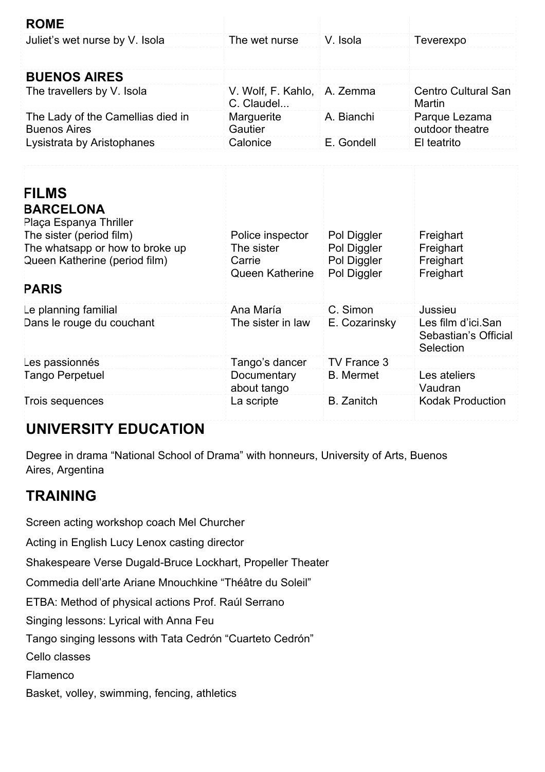## ROME

| | | | |
|---|---|---|---|
| Juliet's wet nurse by V. Isola | The wet nurse | V. Isola | Teverexpo |

## BUENOS AIRES

| | | | |
|---|---|---|---|
| The travellers by V. Isola | V. Wolf, F. Kahlo, C. Claudel... | A. Zemma | Centro Cultural San Martin |
| The Lady of the Camellias died in Buenos Aires | Marguerite Gautier | A. Bianchi | Parque Lezama outdoor theatre |
| Lysistrata by Aristophanes | Calonice | E. Gondell | El teatrito |

## FILMS

### BARCELONA

| | | | |
|---|---|---|---|
| Plaça Espanya Thriller | | | |
| The sister (period film) | Police inspector | Pol Diggler | Freighart |
| The whatsapp or how to broke up | The sister | Pol Diggler | Freighart |
| Queen Katherine (period film) | Carrie | Pol Diggler | Freighart |
| | Queen Katherine | Pol Diggler | Freighart |

### PARIS

| | | | |
|---|---|---|---|
| Le planning familial | Ana María | C. Simon | Jussieu |
| Dans le rouge du couchant | The sister in law | E. Cozarinsky | Les film d'ici.San Sebastian's Official Selection |
| Les passionnés | Tango's dancer | TV France 3 | |
| Tango Perpetuel | Documentary about tango | B. Mermet | Les ateliers Vaudran |
| Trois sequences | La scripte | B. Zanitch | Kodak Production |

## UNIVERSITY EDUCATION

Degree in drama "National School of Drama" with honneurs, University of Arts, Buenos Aires, Argentina

## TRAINING

Screen acting workshop coach Mel Churcher

Acting in English Lucy Lenox casting director

Shakespeare Verse Dugald-Bruce Lockhart, Propeller Theater

Commedia dell'arte Ariane Mnouchkine "Théâtre du Soleil"

ETBA: Method of physical actions Prof. Raúl Serrano

Singing lessons: Lyrical with Anna Feu

Tango singing lessons with Tata Cedrón "Cuarteto Cedrón"

Cello classes

Flamenco

Basket, volley, swimming, fencing, athletics